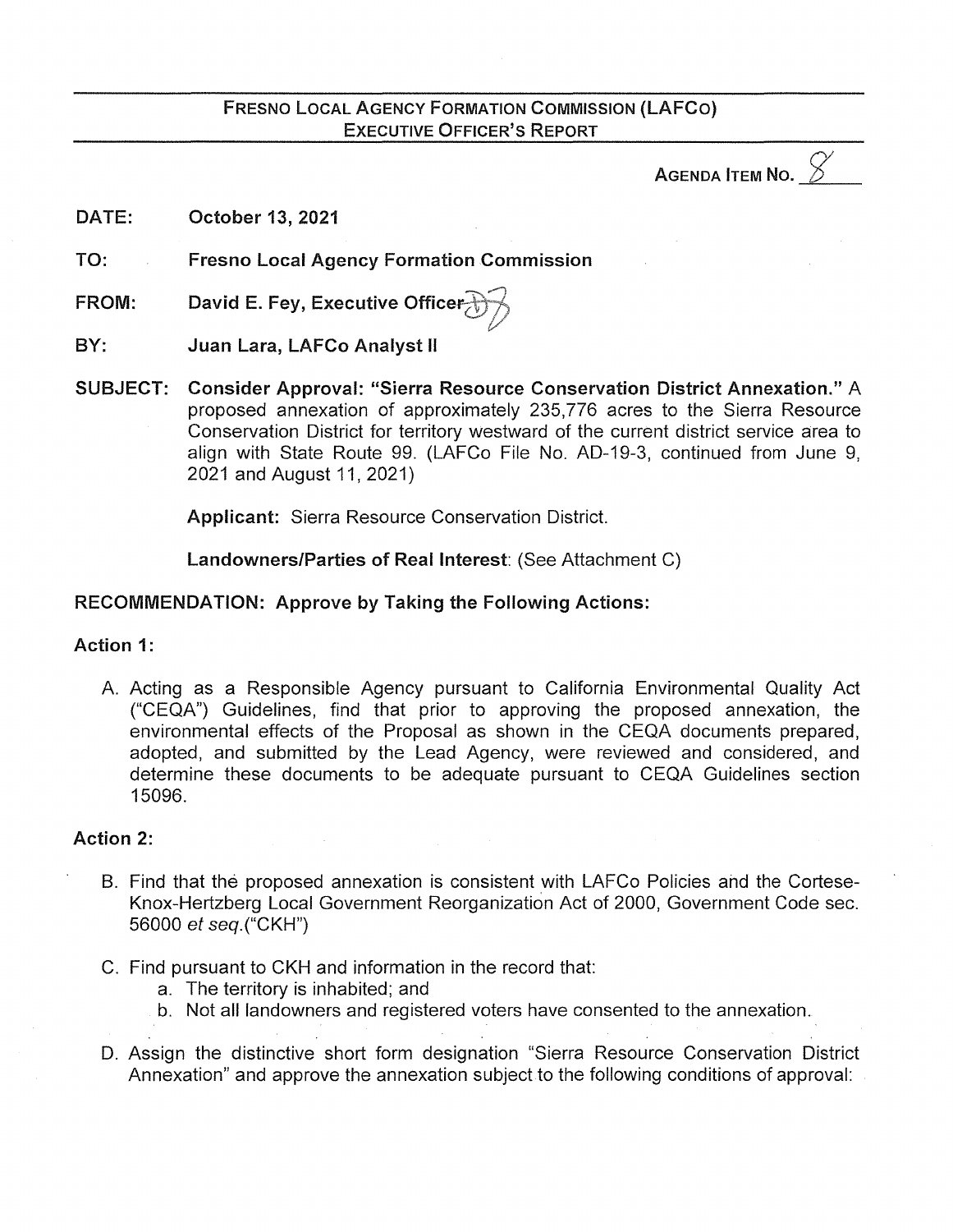# FRESNO LOCAL AGENCY FORMATION COMMISSION (LAFCO)
## EXECUTIVE OFFICER'S REPORT

AGENDA ITEM NO. 8

**DATE:** **October 13, 2021**

**TO:** **Fresno Local Agency Formation Commission**

**FROM:** **David E. Fey, Executive Officer**

**BY:** **Juan Lara, LAFCo Analyst II**

**SUBJECT:** **Consider Approval: "Sierra Resource Conservation District Annexation."** A proposed annexation of approximately 235,776 acres to the Sierra Resource Conservation District for territory westward of the current district service area to align with State Route 99. (LAFCo File No. AD-19-3, continued from June 9, 2021 and August 11, 2021)

**Applicant:** Sierra Resource Conservation District.

**Landowners/Parties of Real Interest**: (See Attachment C)

**RECOMMENDATION: Approve by Taking the Following Actions:**

**Action 1:**

A. Acting as a Responsible Agency pursuant to California Environmental Quality Act ("CEQA") Guidelines, find that prior to approving the proposed annexation, the environmental effects of the Proposal as shown in the CEQA documents prepared, adopted, and submitted by the Lead Agency, were reviewed and considered, and determine these documents to be adequate pursuant to CEQA Guidelines section 15096.

**Action 2:**

B. Find that the proposed annexation is consistent with LAFCo Policies and the Cortese-Knox-Hertzberg Local Government Reorganization Act of 2000, Government Code sec. 56000 *et seq.*("CKH")

C. Find pursuant to CKH and information in the record that:
   a. The territory is inhabited; and
   b. Not all landowners and registered voters have consented to the annexation.

D. Assign the distinctive short form designation "Sierra Resource Conservation District Annexation" and approve the annexation subject to the following conditions of approval: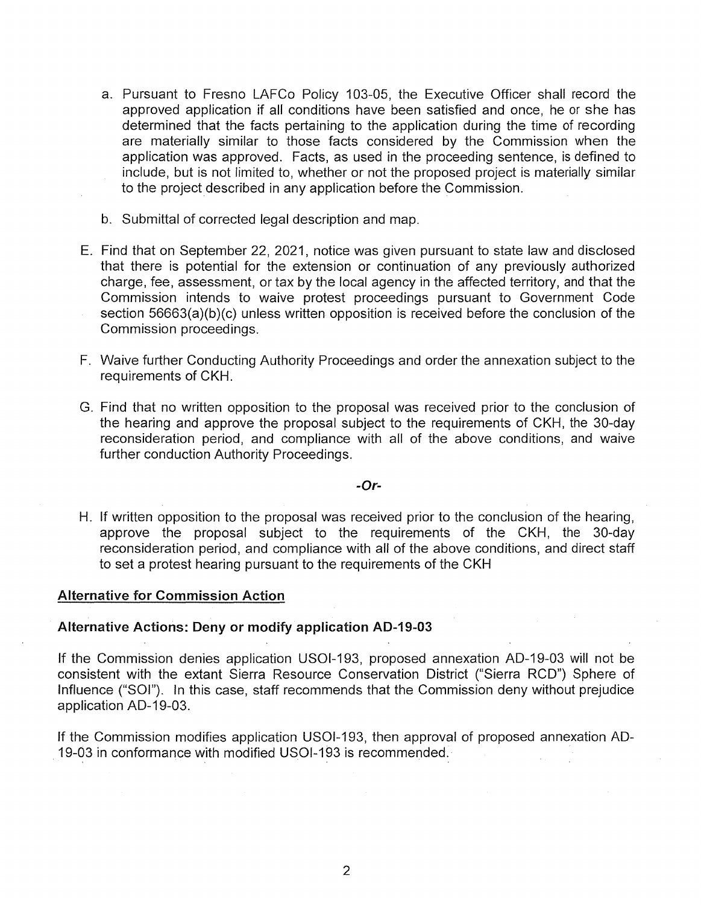a. Pursuant to Fresno LAFCo Policy 103-05, the Executive Officer shall record the approved application if all conditions have been satisfied and once, he or she has determined that the facts pertaining to the application during the time of recording are materially similar to those facts considered by the Commission when the application was approved. Facts, as used in the proceeding sentence, is defined to include, but is not limited to, whether or not the proposed project is materially similar to the project described in any application before the Commission.

b. Submittal of corrected legal description and map.

E. Find that on September 22, 2021, notice was given pursuant to state law and disclosed that there is potential for the extension or continuation of any previously authorized charge, fee, assessment, or tax by the local agency in the affected territory, and that the Commission intends to waive protest proceedings pursuant to Government Code section 56663(a)(b)(c) unless written opposition is received before the conclusion of the Commission proceedings.

F. Waive further Conducting Authority Proceedings and order the annexation subject to the requirements of CKH.

G. Find that no written opposition to the proposal was received prior to the conclusion of the hearing and approve the proposal subject to the requirements of CKH, the 30-day reconsideration period, and compliance with all of the above conditions, and waive further conduction Authority Proceedings.

***-Or-***

H. If written opposition to the proposal was received prior to the conclusion of the hearing, approve the proposal subject to the requirements of the CKH, the 30-day reconsideration period, and compliance with all of the above conditions, and direct staff to set a protest hearing pursuant to the requirements of the CKH

**Alternative for Commission Action**

**Alternative Actions: Deny or modify application AD-19-03**

If the Commission denies application USOI-193, proposed annexation AD-19-03 will not be consistent with the extant Sierra Resource Conservation District ("Sierra RCD") Sphere of Influence ("SOI"). In this case, staff recommends that the Commission deny without prejudice application AD-19-03.

If the Commission modifies application USOI-193, then approval of proposed annexation AD-19-03 in conformance with modified USOI-193 is recommended.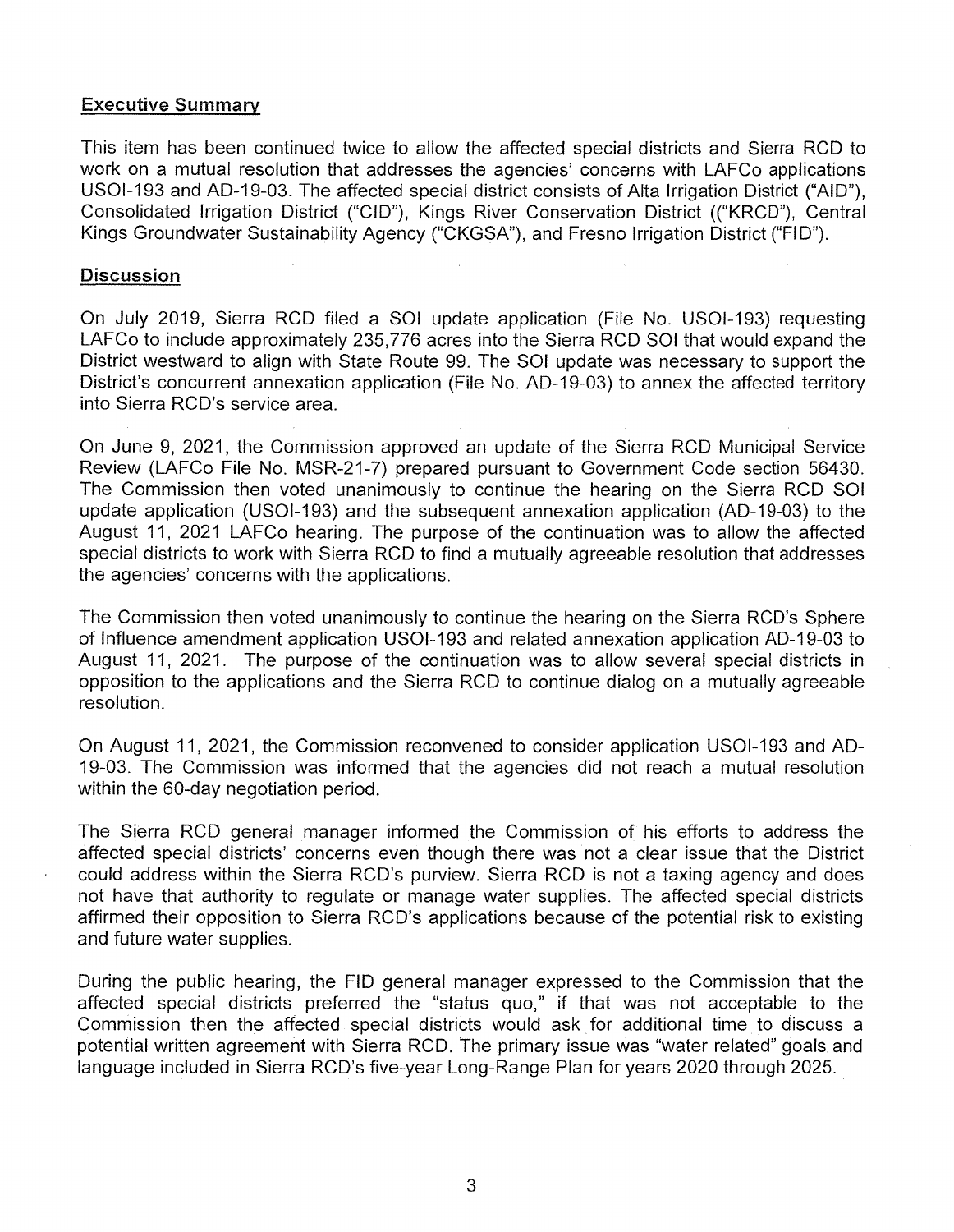## Executive Summary

This item has been continued twice to allow the affected special districts and Sierra RCD to work on a mutual resolution that addresses the agencies' concerns with LAFCo applications USOI-193 and AD-19-03. The affected special district consists of Alta Irrigation District ("AID"), Consolidated Irrigation District ("CID"), Kings River Conservation District (("KRCD"), Central Kings Groundwater Sustainability Agency ("CKGSA"), and Fresno Irrigation District ("FID").

## Discussion

On July 2019, Sierra RCD filed a SOI update application (File No. USOI-193) requesting LAFCo to include approximately 235,776 acres into the Sierra RCD SOI that would expand the District westward to align with State Route 99. The SOI update was necessary to support the District's concurrent annexation application (File No. AD-19-03) to annex the affected territory into Sierra RCD's service area.

On June 9, 2021, the Commission approved an update of the Sierra RCD Municipal Service Review (LAFCo File No. MSR-21-7) prepared pursuant to Government Code section 56430. The Commission then voted unanimously to continue the hearing on the Sierra RCD SOI update application (USOI-193) and the subsequent annexation application (AD-19-03) to the August 11, 2021 LAFCo hearing. The purpose of the continuation was to allow the affected special districts to work with Sierra RCD to find a mutually agreeable resolution that addresses the agencies' concerns with the applications.

The Commission then voted unanimously to continue the hearing on the Sierra RCD's Sphere of Influence amendment application USOI-193 and related annexation application AD-19-03 to August 11, 2021. The purpose of the continuation was to allow several special districts in opposition to the applications and the Sierra RCD to continue dialog on a mutually agreeable resolution.

On August 11, 2021, the Commission reconvened to consider application USOI-193 and AD-19-03. The Commission was informed that the agencies did not reach a mutual resolution within the 60-day negotiation period.

The Sierra RCD general manager informed the Commission of his efforts to address the affected special districts' concerns even though there was not a clear issue that the District could address within the Sierra RCD's purview. Sierra RCD is not a taxing agency and does not have that authority to regulate or manage water supplies. The affected special districts affirmed their opposition to Sierra RCD's applications because of the potential risk to existing and future water supplies.

During the public hearing, the FID general manager expressed to the Commission that the affected special districts preferred the "status quo," if that was not acceptable to the Commission then the affected special districts would ask for additional time to discuss a potential written agreement with Sierra RCD. The primary issue was "water related" goals and language included in Sierra RCD's five-year Long-Range Plan for years 2020 through 2025.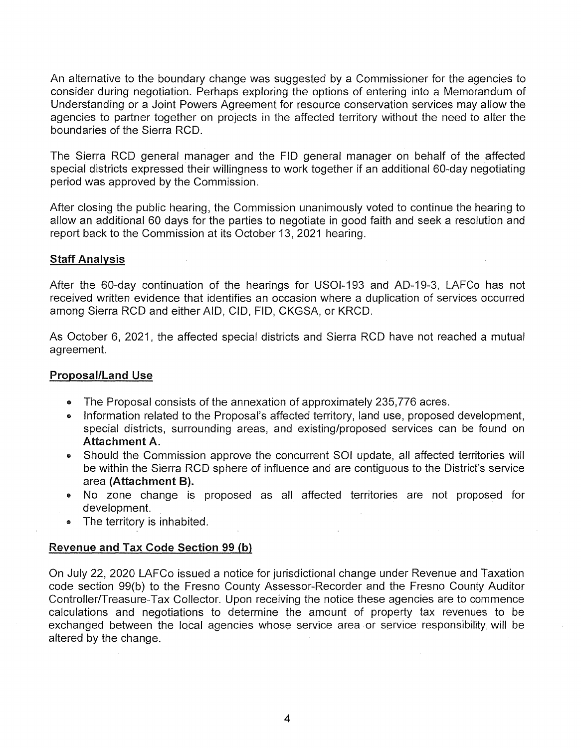An alternative to the boundary change was suggested by a Commissioner for the agencies to consider during negotiation. Perhaps exploring the options of entering into a Memorandum of Understanding or a Joint Powers Agreement for resource conservation services may allow the agencies to partner together on projects in the affected territory without the need to alter the boundaries of the Sierra RCD.

The Sierra RCD general manager and the FID general manager on behalf of the affected special districts expressed their willingness to work together if an additional 60-day negotiating period was approved by the Commission.

After closing the public hearing, the Commission unanimously voted to continue the hearing to allow an additional 60 days for the parties to negotiate in good faith and seek a resolution and report back to the Commission at its October 13, 2021 hearing.

## Staff Analysis

After the 60-day continuation of the hearings for USOI-193 and AD-19-3, LAFCo has not received written evidence that identifies an occasion where a duplication of services occurred among Sierra RCD and either AID, CID, FID, CKGSA, or KRCD.

As October 6, 2021, the affected special districts and Sierra RCD have not reached a mutual agreement.

## Proposal/Land Use

- The Proposal consists of the annexation of approximately 235,776 acres.
- Information related to the Proposal's affected territory, land use, proposed development, special districts, surrounding areas, and existing/proposed services can be found on **Attachment A.**
- Should the Commission approve the concurrent SOI update, all affected territories will be within the Sierra RCD sphere of influence and are contiguous to the District's service area **(Attachment B).**
- No zone change is proposed as all affected territories are not proposed for development.
- The territory is inhabited.

## Revenue and Tax Code Section 99 (b)

On July 22, 2020 LAFCo issued a notice for jurisdictional change under Revenue and Taxation code section 99(b) to the Fresno County Assessor-Recorder and the Fresno County Auditor Controller/Treasure-Tax Collector. Upon receiving the notice these agencies are to commence calculations and negotiations to determine the amount of property tax revenues to be exchanged between the local agencies whose service area or service responsibility will be altered by the change.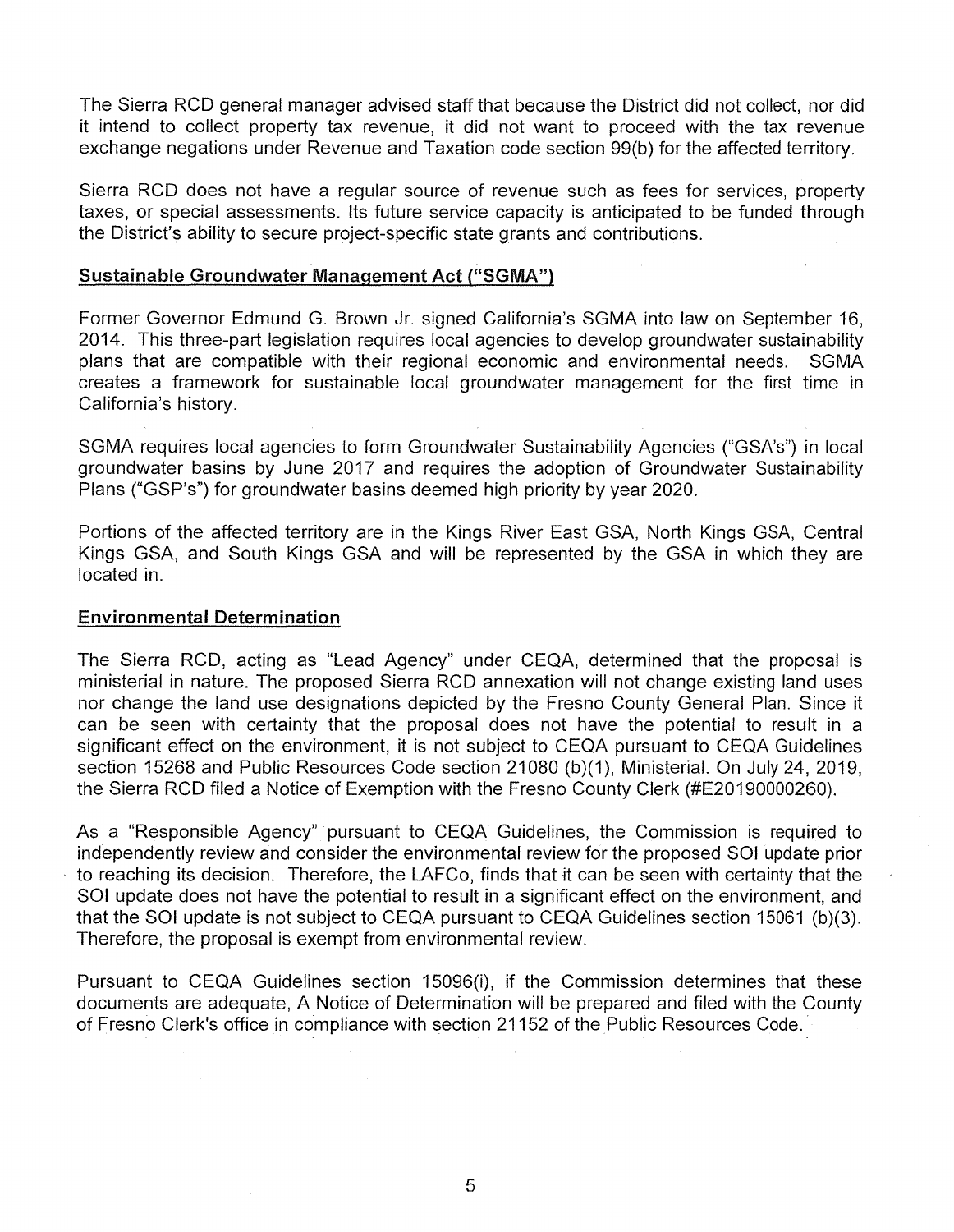The Sierra RCD general manager advised staff that because the District did not collect, nor did it intend to collect property tax revenue, it did not want to proceed with the tax revenue exchange negations under Revenue and Taxation code section 99(b) for the affected territory.

Sierra RCD does not have a regular source of revenue such as fees for services, property taxes, or special assessments. Its future service capacity is anticipated to be funded through the District's ability to secure project-specific state grants and contributions.

## Sustainable Groundwater Management Act ("SGMA")

Former Governor Edmund G. Brown Jr. signed California's SGMA into law on September 16, 2014. This three-part legislation requires local agencies to develop groundwater sustainability plans that are compatible with their regional economic and environmental needs. SGMA creates a framework for sustainable local groundwater management for the first time in California's history.

SGMA requires local agencies to form Groundwater Sustainability Agencies ("GSA's") in local groundwater basins by June 2017 and requires the adoption of Groundwater Sustainability Plans ("GSP's") for groundwater basins deemed high priority by year 2020.

Portions of the affected territory are in the Kings River East GSA, North Kings GSA, Central Kings GSA, and South Kings GSA and will be represented by the GSA in which they are located in.

## Environmental Determination

The Sierra RCD, acting as "Lead Agency" under CEQA, determined that the proposal is ministerial in nature. The proposed Sierra RCD annexation will not change existing land uses nor change the land use designations depicted by the Fresno County General Plan. Since it can be seen with certainty that the proposal does not have the potential to result in a significant effect on the environment, it is not subject to CEQA pursuant to CEQA Guidelines section 15268 and Public Resources Code section 21080 (b)(1), Ministerial. On July 24, 2019, the Sierra RCD filed a Notice of Exemption with the Fresno County Clerk (#E20190000260).

As a "Responsible Agency" pursuant to CEQA Guidelines, the Commission is required to independently review and consider the environmental review for the proposed SOI update prior to reaching its decision. Therefore, the LAFCo, finds that it can be seen with certainty that the SOI update does not have the potential to result in a significant effect on the environment, and that the SOI update is not subject to CEQA pursuant to CEQA Guidelines section 15061 (b)(3). Therefore, the proposal is exempt from environmental review.

Pursuant to CEQA Guidelines section 15096(i), if the Commission determines that these documents are adequate, A Notice of Determination will be prepared and filed with the County of Fresno Clerk's office in compliance with section 21152 of the Public Resources Code.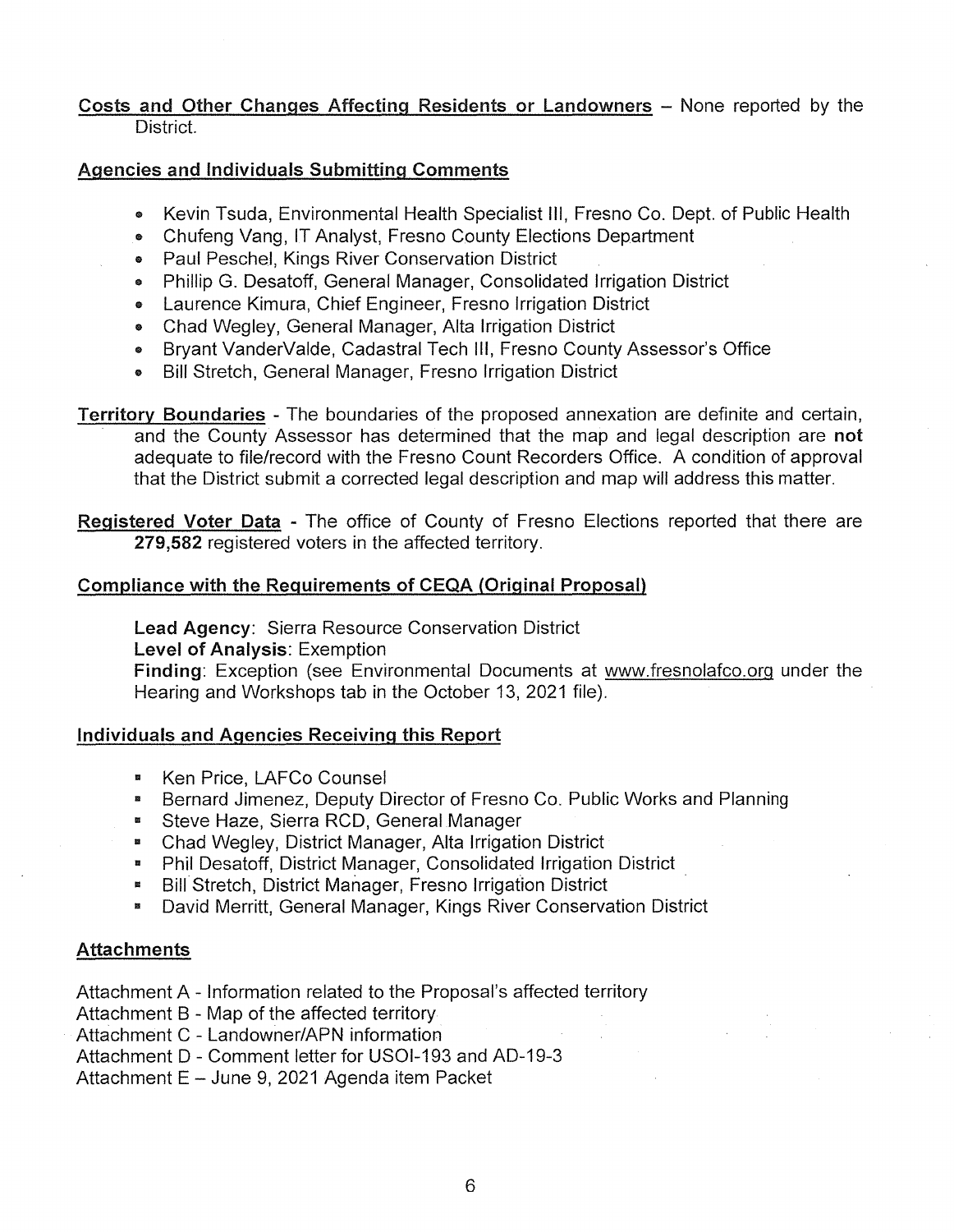**Costs and Other Changes Affecting Residents or Landowners** – None reported by the District.

**Agencies and Individuals Submitting Comments**

- Kevin Tsuda, Environmental Health Specialist III, Fresno Co. Dept. of Public Health
- Chufeng Vang, IT Analyst, Fresno County Elections Department
- Paul Peschel, Kings River Conservation District
- Phillip G. Desatoff, General Manager, Consolidated Irrigation District
- Laurence Kimura, Chief Engineer, Fresno Irrigation District
- Chad Wegley, General Manager, Alta Irrigation District
- Bryant VanderValde, Cadastral Tech III, Fresno County Assessor's Office
- Bill Stretch, General Manager, Fresno Irrigation District

**Territory Boundaries** - The boundaries of the proposed annexation are definite and certain, and the County Assessor has determined that the map and legal description are **not** adequate to file/record with the Fresno Count Recorders Office. A condition of approval that the District submit a corrected legal description and map will address this matter.

**Registered Voter Data** - The office of County of Fresno Elections reported that there are **279,582** registered voters in the affected territory.

**Compliance with the Requirements of CEQA (Original Proposal)**

**Lead Agency**: Sierra Resource Conservation District
**Level of Analysis**: Exemption
**Finding**: Exception (see Environmental Documents at www.fresnolafco.org under the Hearing and Workshops tab in the October 13, 2021 file).

**Individuals and Agencies Receiving this Report**

- Ken Price, LAFCo Counsel
- Bernard Jimenez, Deputy Director of Fresno Co. Public Works and Planning
- Steve Haze, Sierra RCD, General Manager
- Chad Wegley, District Manager, Alta Irrigation District
- Phil Desatoff, District Manager, Consolidated Irrigation District
- Bill Stretch, District Manager, Fresno Irrigation District
- David Merritt, General Manager, Kings River Conservation District

**Attachments**

Attachment A - Information related to the Proposal's affected territory
Attachment B - Map of the affected territory
Attachment C - Landowner/APN information
Attachment D - Comment letter for USOI-193 and AD-19-3
Attachment E – June 9, 2021 Agenda item Packet